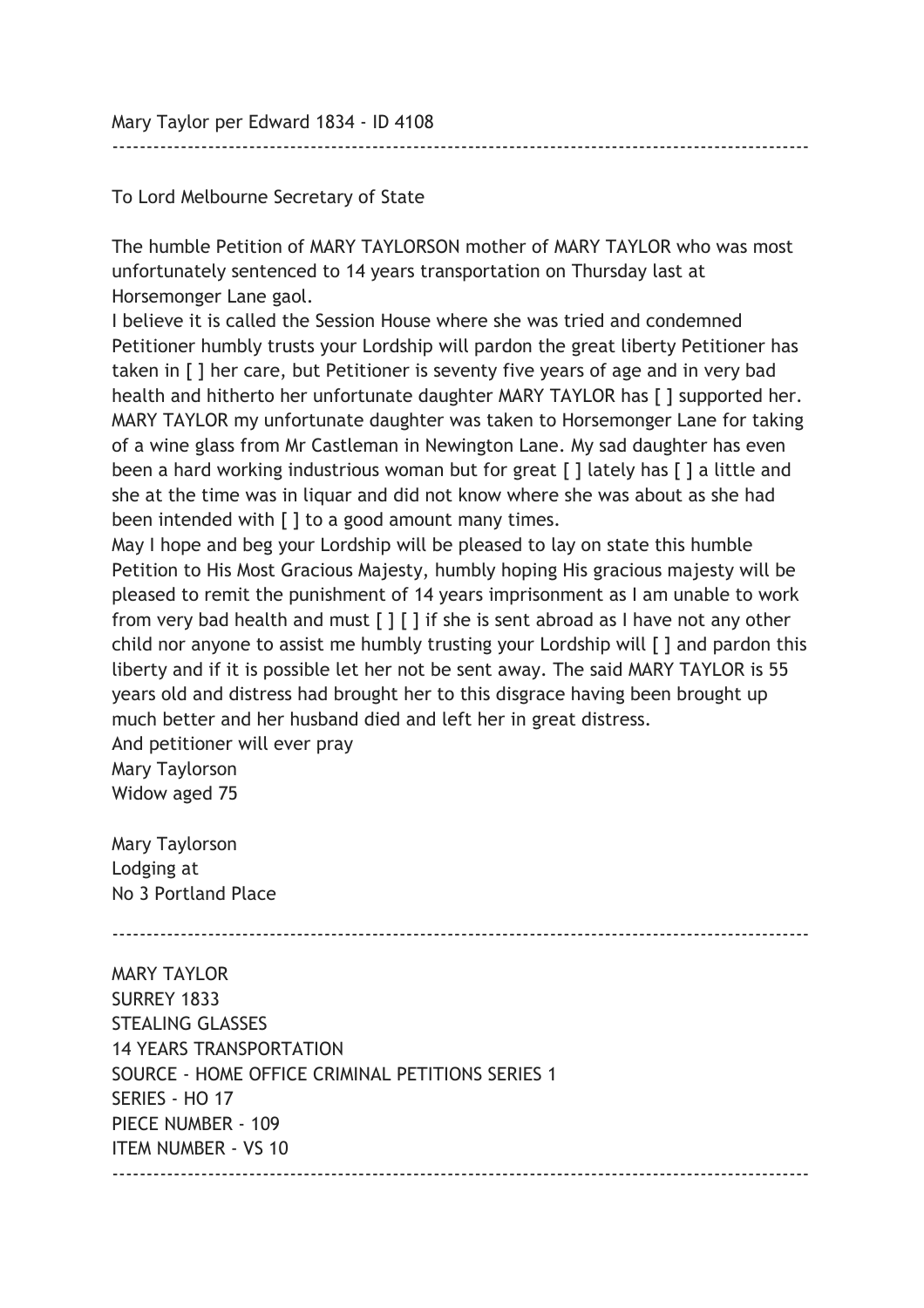Mary Taylor per Edward 1834 - ID 4108

---

To Lord Melbourne Secretary of State

The humble Petition of MARY TAYLORSON mother of MARY TAYLOR who was most unfortunately sentenced to 14 years transportation on Thursday last at Horsemonger Lane gaol.
I believe it is called the Session House where she was tried and condemned Petitioner humbly trusts your Lordship will pardon the great liberty Petitioner has taken in [ ] her care, but Petitioner is seventy five years of age and in very bad health and hitherto her unfortunate daughter MARY TAYLOR has [ ] supported her. MARY TAYLOR my unfortunate daughter was taken to Horsemonger Lane for taking of a wine glass from Mr Castleman in Newington Lane. My sad daughter has even been a hard working industrious woman but for great [ ] lately has [ ] a little and she at the time was in liquar and did not know where she was about as she had been intended with [ ] to a good amount many times.
May I hope and beg your Lordship will be pleased to lay on state this humble Petition to His Most Gracious Majesty, humbly hoping His gracious majesty will be pleased to remit the punishment of 14 years imprisonment as I am unable to work from very bad health and must [ ] [ ] if she is sent abroad as I have not any other child nor anyone to assist me humbly trusting your Lordship will [ ] and pardon this liberty and if it is possible let her not be sent away. The said MARY TAYLOR is 55 years old and distress had brought her to this disgrace having been brought up much better and her husband died and left her in great distress.
And petitioner will ever pray
Mary Taylorson
Widow aged 75

Mary Taylorson
Lodging at
No 3 Portland Place

---

MARY TAYLOR
SURREY 1833
STEALING GLASSES
14 YEARS TRANSPORTATION
SOURCE - HOME OFFICE CRIMINAL PETITIONS SERIES 1
SERIES - HO 17
PIECE NUMBER - 109
ITEM NUMBER - VS 10

---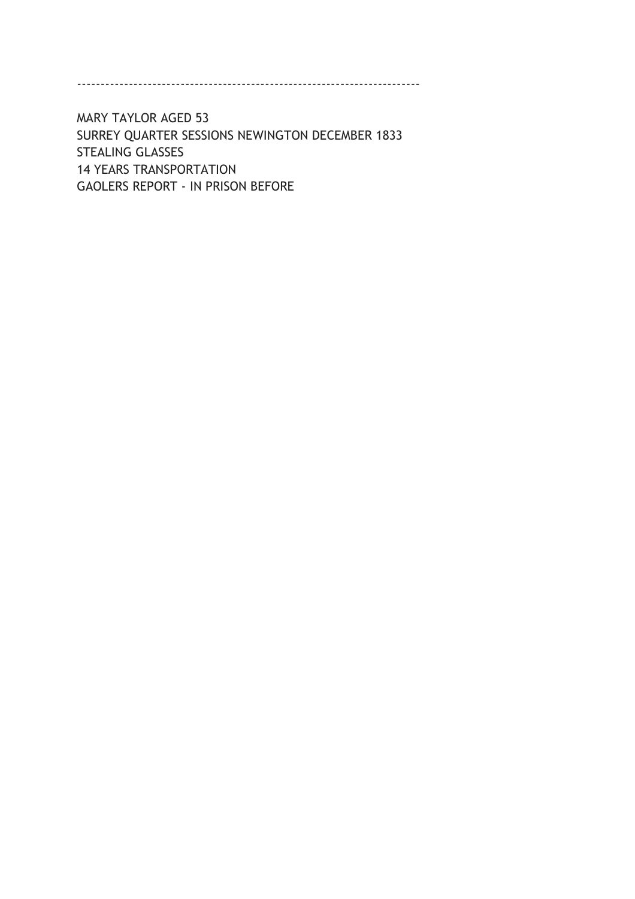-----------------------------------------------------------------------

MARY TAYLOR AGED 53
SURREY QUARTER SESSIONS NEWINGTON DECEMBER 1833
STEALING GLASSES
14 YEARS TRANSPORTATION
GAOLERS REPORT - IN PRISON BEFORE